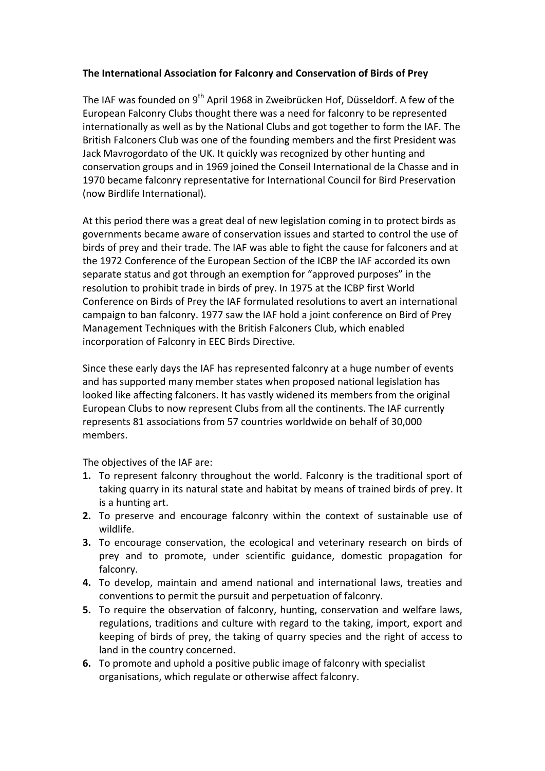**The International Association for Falconry and Conservation of Birds of Prey**

The IAF was founded on 9th April 1968 in Zweibrücken Hof, Düsseldorf. A few of the European Falconry Clubs thought there was a need for falconry to be represented internationally as well as by the National Clubs and got together to form the IAF. The British Falconers Club was one of the founding members and the first President was Jack Mavrogordato of the UK. It quickly was recognized by other hunting and conservation groups and in 1969 joined the Conseil International de la Chasse and in 1970 became falconry representative for International Council for Bird Preservation (now Birdlife International).

At this period there was a great deal of new legislation coming in to protect birds as governments became aware of conservation issues and started to control the use of birds of prey and their trade. The IAF was able to fight the cause for falconers and at the 1972 Conference of the European Section of the ICBP the IAF accorded its own separate status and got through an exemption for "approved purposes" in the resolution to prohibit trade in birds of prey. In 1975 at the ICBP first World Conference on Birds of Prey the IAF formulated resolutions to avert an international campaign to ban falconry. 1977 saw the IAF hold a joint conference on Bird of Prey Management Techniques with the British Falconers Club, which enabled incorporation of Falconry in EEC Birds Directive.

Since these early days the IAF has represented falconry at a huge number of events and has supported many member states when proposed national legislation has looked like affecting falconers. It has vastly widened its members from the original European Clubs to now represent Clubs from all the continents. The IAF currently represents 81 associations from 57 countries worldwide on behalf of 30,000 members.

The objectives of the IAF are:

1. To represent falconry throughout the world. Falconry is the traditional sport of taking quarry in its natural state and habitat by means of trained birds of prey. It is a hunting art.
2. To preserve and encourage falconry within the context of sustainable use of wildlife.
3. To encourage conservation, the ecological and veterinary research on birds of prey and to promote, under scientific guidance, domestic propagation for falconry.
4. To develop, maintain and amend national and international laws, treaties and conventions to permit the pursuit and perpetuation of falconry.
5. To require the observation of falconry, hunting, conservation and welfare laws, regulations, traditions and culture with regard to the taking, import, export and keeping of birds of prey, the taking of quarry species and the right of access to land in the country concerned.
6. To promote and uphold a positive public image of falconry with specialist organisations, which regulate or otherwise affect falconry.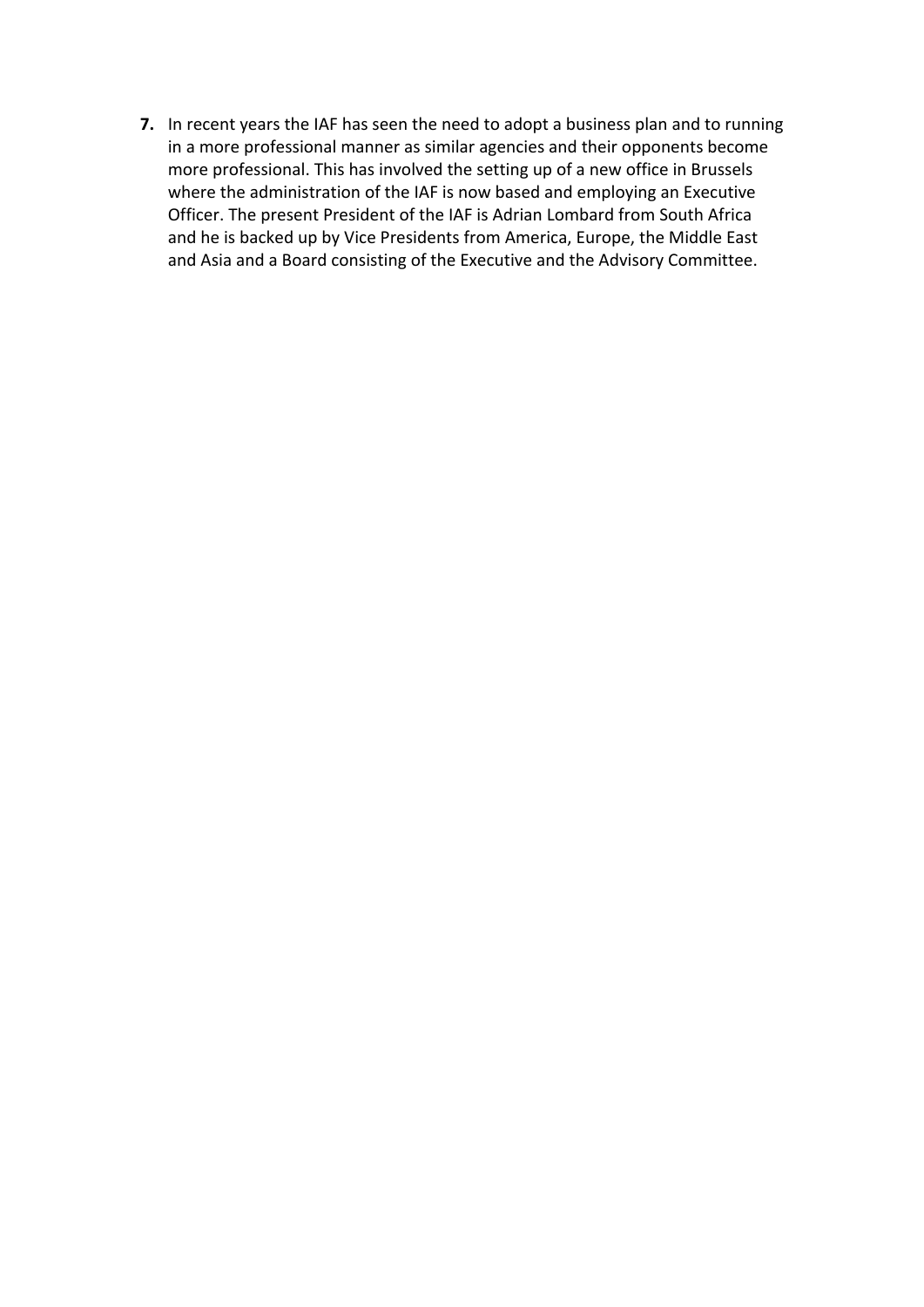**7.** In recent years the IAF has seen the need to adopt a business plan and to running in a more professional manner as similar agencies and their opponents become more professional. This has involved the setting up of a new office in Brussels where the administration of the IAF is now based and employing an Executive Officer. The present President of the IAF is Adrian Lombard from South Africa and he is backed up by Vice Presidents from America, Europe, the Middle East and Asia and a Board consisting of the Executive and the Advisory Committee.